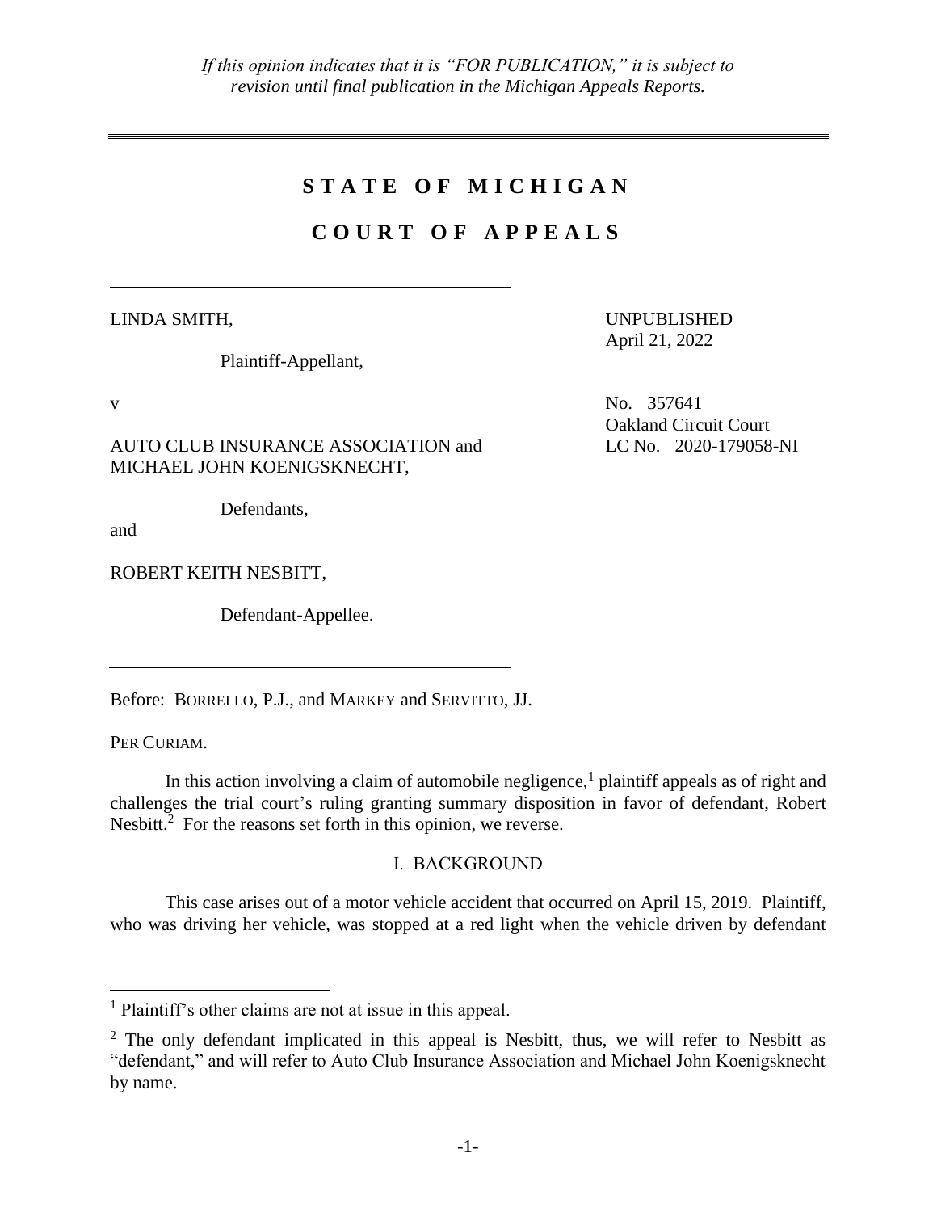*If this opinion indicates that it is "FOR PUBLICATION," it is subject to revision until final publication in the Michigan Appeals Reports.*

# STATE OF MICHIGAN

# COURT OF APPEALS

LINDA SMITH,

Plaintiff-Appellant,

v

AUTO CLUB INSURANCE ASSOCIATION and MICHAEL JOHN KOENIGSKNECHT,

Defendants,

and

ROBERT KEITH NESBITT,

Defendant-Appellee.

UNPUBLISHED
April 21, 2022

No. 357641
Oakland Circuit Court
LC No. 2020-179058-NI

Before: BORRELLO, P.J., and MARKEY and SERVITTO, JJ.

PER CURIAM.

In this action involving a claim of automobile negligence,[1] plaintiff appeals as of right and challenges the trial court's ruling granting summary disposition in favor of defendant, Robert Nesbitt.[2] For the reasons set forth in this opinion, we reverse.

## I. BACKGROUND

This case arises out of a motor vehicle accident that occurred on April 15, 2019. Plaintiff, who was driving her vehicle, was stopped at a red light when the vehicle driven by defendant

---

[1] Plaintiff's other claims are not at issue in this appeal.

[2] The only defendant implicated in this appeal is Nesbitt, thus, we will refer to Nesbitt as "defendant," and will refer to Auto Club Insurance Association and Michael John Koenigsknecht by name.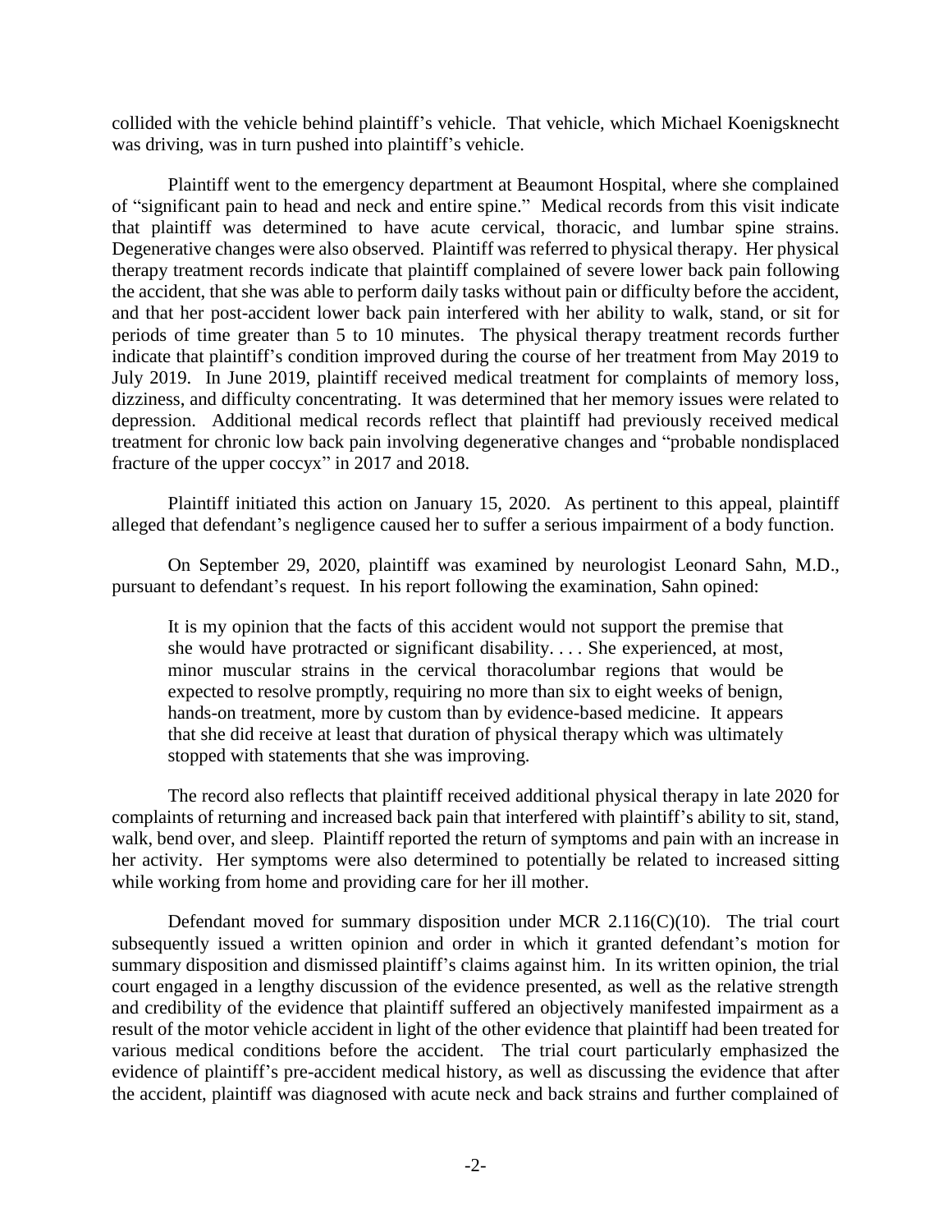collided with the vehicle behind plaintiff's vehicle. That vehicle, which Michael Koenigsknecht was driving, was in turn pushed into plaintiff's vehicle.

Plaintiff went to the emergency department at Beaumont Hospital, where she complained of "significant pain to head and neck and entire spine." Medical records from this visit indicate that plaintiff was determined to have acute cervical, thoracic, and lumbar spine strains. Degenerative changes were also observed. Plaintiff was referred to physical therapy. Her physical therapy treatment records indicate that plaintiff complained of severe lower back pain following the accident, that she was able to perform daily tasks without pain or difficulty before the accident, and that her post-accident lower back pain interfered with her ability to walk, stand, or sit for periods of time greater than 5 to 10 minutes. The physical therapy treatment records further indicate that plaintiff's condition improved during the course of her treatment from May 2019 to July 2019. In June 2019, plaintiff received medical treatment for complaints of memory loss, dizziness, and difficulty concentrating. It was determined that her memory issues were related to depression. Additional medical records reflect that plaintiff had previously received medical treatment for chronic low back pain involving degenerative changes and "probable nondisplaced fracture of the upper coccyx" in 2017 and 2018.

Plaintiff initiated this action on January 15, 2020. As pertinent to this appeal, plaintiff alleged that defendant's negligence caused her to suffer a serious impairment of a body function.

On September 29, 2020, plaintiff was examined by neurologist Leonard Sahn, M.D., pursuant to defendant's request. In his report following the examination, Sahn opined:

> It is my opinion that the facts of this accident would not support the premise that she would have protracted or significant disability. . . . She experienced, at most, minor muscular strains in the cervical thoracolumbar regions that would be expected to resolve promptly, requiring no more than six to eight weeks of benign, hands-on treatment, more by custom than by evidence-based medicine. It appears that she did receive at least that duration of physical therapy which was ultimately stopped with statements that she was improving.

The record also reflects that plaintiff received additional physical therapy in late 2020 for complaints of returning and increased back pain that interfered with plaintiff's ability to sit, stand, walk, bend over, and sleep. Plaintiff reported the return of symptoms and pain with an increase in her activity. Her symptoms were also determined to potentially be related to increased sitting while working from home and providing care for her ill mother.

Defendant moved for summary disposition under MCR 2.116(C)(10). The trial court subsequently issued a written opinion and order in which it granted defendant's motion for summary disposition and dismissed plaintiff's claims against him. In its written opinion, the trial court engaged in a lengthy discussion of the evidence presented, as well as the relative strength and credibility of the evidence that plaintiff suffered an objectively manifested impairment as a result of the motor vehicle accident in light of the other evidence that plaintiff had been treated for various medical conditions before the accident. The trial court particularly emphasized the evidence of plaintiff's pre-accident medical history, as well as discussing the evidence that after the accident, plaintiff was diagnosed with acute neck and back strains and further complained of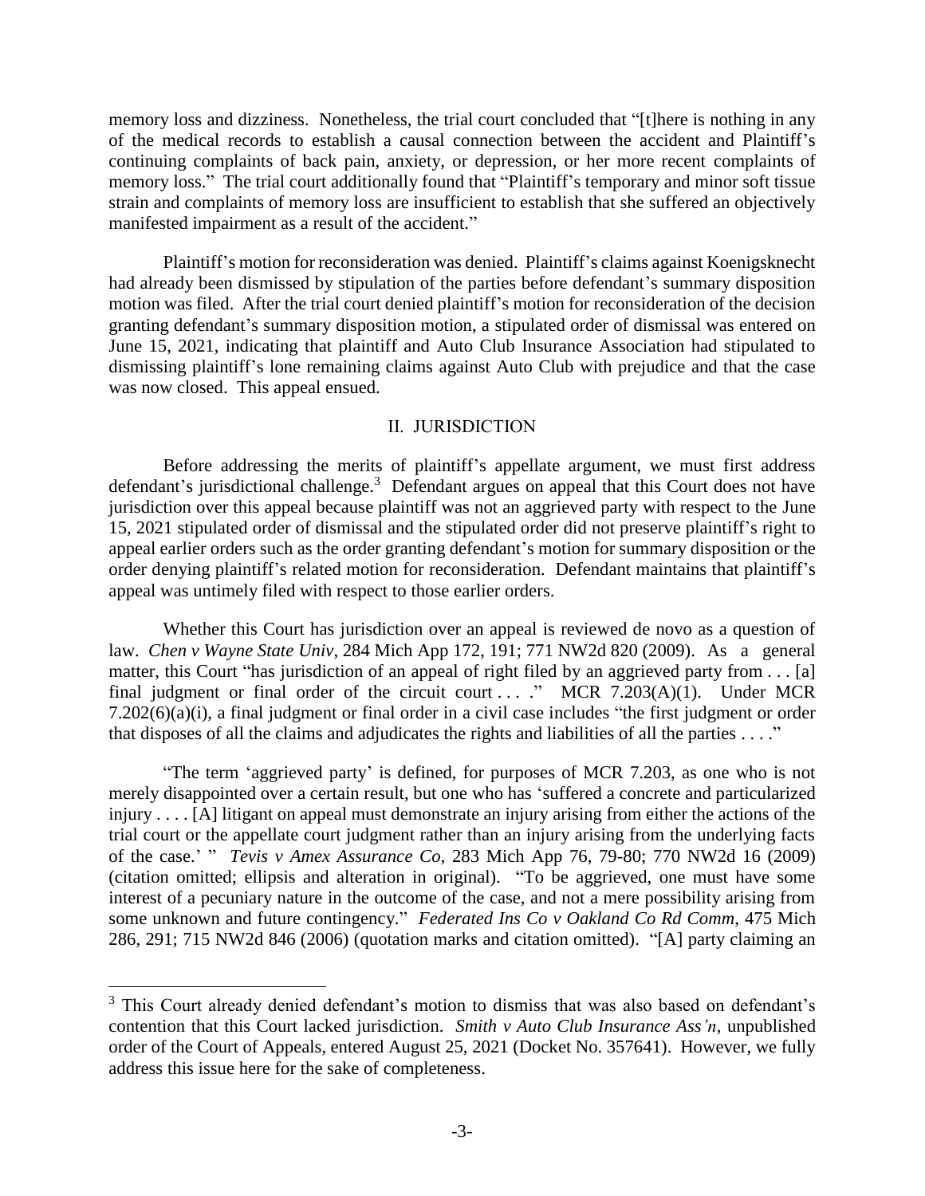memory loss and dizziness. Nonetheless, the trial court concluded that "[t]here is nothing in any of the medical records to establish a causal connection between the accident and Plaintiff's continuing complaints of back pain, anxiety, or depression, or her more recent complaints of memory loss." The trial court additionally found that "Plaintiff's temporary and minor soft tissue strain and complaints of memory loss are insufficient to establish that she suffered an objectively manifested impairment as a result of the accident."

Plaintiff's motion for reconsideration was denied. Plaintiff's claims against Koenigsknecht had already been dismissed by stipulation of the parties before defendant's summary disposition motion was filed. After the trial court denied plaintiff's motion for reconsideration of the decision granting defendant's summary disposition motion, a stipulated order of dismissal was entered on June 15, 2021, indicating that plaintiff and Auto Club Insurance Association had stipulated to dismissing plaintiff's lone remaining claims against Auto Club with prejudice and that the case was now closed. This appeal ensued.

## II. JURISDICTION

Before addressing the merits of plaintiff's appellate argument, we must first address defendant's jurisdictional challenge.[3] Defendant argues on appeal that this Court does not have jurisdiction over this appeal because plaintiff was not an aggrieved party with respect to the June 15, 2021 stipulated order of dismissal and the stipulated order did not preserve plaintiff's right to appeal earlier orders such as the order granting defendant's motion for summary disposition or the order denying plaintiff's related motion for reconsideration. Defendant maintains that plaintiff's appeal was untimely filed with respect to those earlier orders.

Whether this Court has jurisdiction over an appeal is reviewed de novo as a question of law. *Chen v Wayne State Univ*, 284 Mich App 172, 191; 771 NW2d 820 (2009). As a general matter, this Court "has jurisdiction of an appeal of right filed by an aggrieved party from . . . [a] final judgment or final order of the circuit court . . . ." MCR 7.203(A)(1). Under MCR 7.202(6)(a)(i), a final judgment or final order in a civil case includes "the first judgment or order that disposes of all the claims and adjudicates the rights and liabilities of all the parties . . . ."

"The term 'aggrieved party' is defined, for purposes of MCR 7.203, as one who is not merely disappointed over a certain result, but one who has 'suffered a concrete and particularized injury . . . . [A] litigant on appeal must demonstrate an injury arising from either the actions of the trial court or the appellate court judgment rather than an injury arising from the underlying facts of the case.' " *Tevis v Amex Assurance Co*, 283 Mich App 76, 79-80; 770 NW2d 16 (2009) (citation omitted; ellipsis and alteration in original). "To be aggrieved, one must have some interest of a pecuniary nature in the outcome of the case, and not a mere possibility arising from some unknown and future contingency." *Federated Ins Co v Oakland Co Rd Comm*, 475 Mich 286, 291; 715 NW2d 846 (2006) (quotation marks and citation omitted). "[A] party claiming an

---

[3] This Court already denied defendant's motion to dismiss that was also based on defendant's contention that this Court lacked jurisdiction. *Smith v Auto Club Insurance Ass'n*, unpublished order of the Court of Appeals, entered August 25, 2021 (Docket No. 357641). However, we fully address this issue here for the sake of completeness.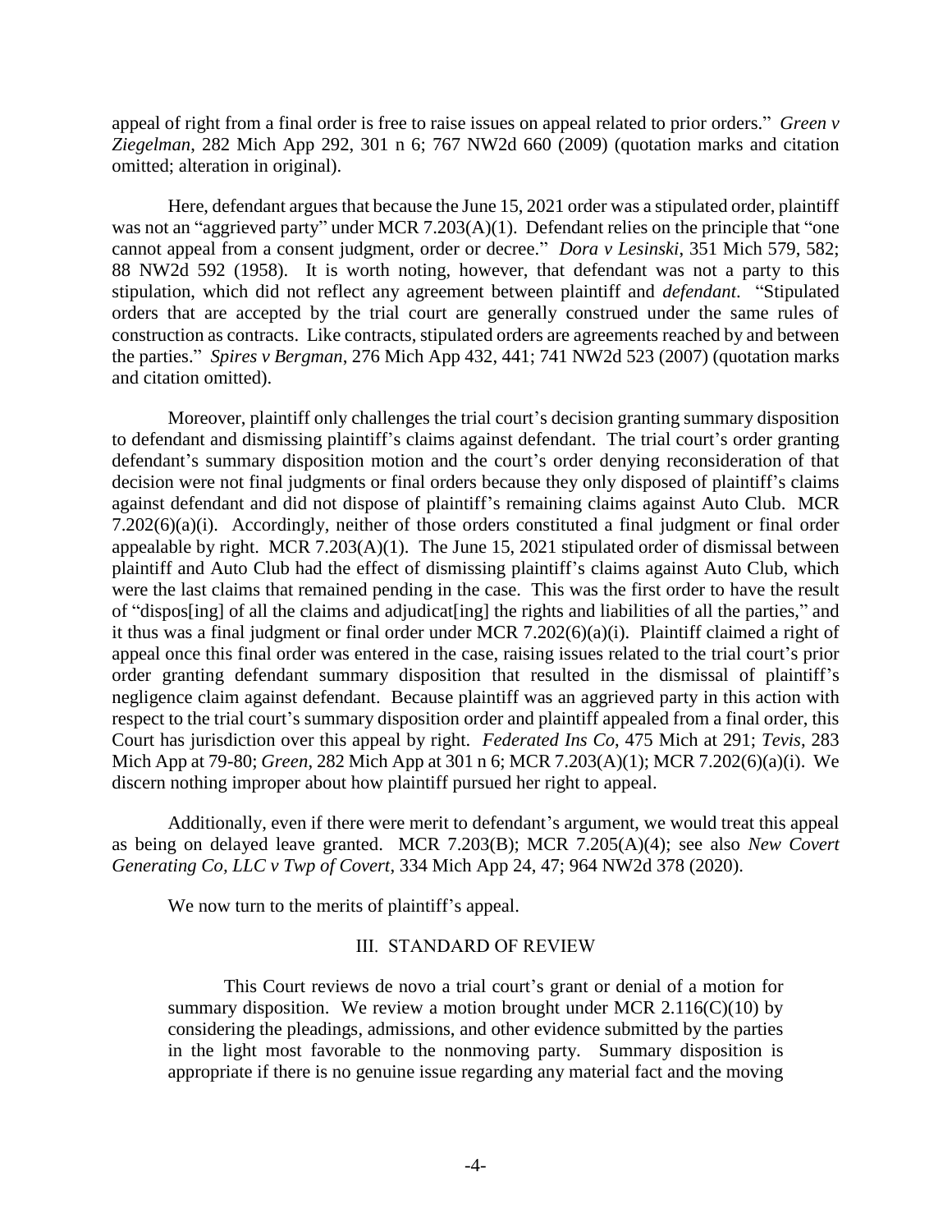appeal of right from a final order is free to raise issues on appeal related to prior orders." *Green v Ziegelman*, 282 Mich App 292, 301 n 6; 767 NW2d 660 (2009) (quotation marks and citation omitted; alteration in original).

Here, defendant argues that because the June 15, 2021 order was a stipulated order, plaintiff was not an "aggrieved party" under MCR 7.203(A)(1). Defendant relies on the principle that "one cannot appeal from a consent judgment, order or decree." *Dora v Lesinski*, 351 Mich 579, 582; 88 NW2d 592 (1958). It is worth noting, however, that defendant was not a party to this stipulation, which did not reflect any agreement between plaintiff and *defendant*. "Stipulated orders that are accepted by the trial court are generally construed under the same rules of construction as contracts. Like contracts, stipulated orders are agreements reached by and between the parties." *Spires v Bergman*, 276 Mich App 432, 441; 741 NW2d 523 (2007) (quotation marks and citation omitted).

Moreover, plaintiff only challenges the trial court's decision granting summary disposition to defendant and dismissing plaintiff's claims against defendant. The trial court's order granting defendant's summary disposition motion and the court's order denying reconsideration of that decision were not final judgments or final orders because they only disposed of plaintiff's claims against defendant and did not dispose of plaintiff's remaining claims against Auto Club. MCR 7.202(6)(a)(i). Accordingly, neither of those orders constituted a final judgment or final order appealable by right. MCR 7.203(A)(1). The June 15, 2021 stipulated order of dismissal between plaintiff and Auto Club had the effect of dismissing plaintiff's claims against Auto Club, which were the last claims that remained pending in the case. This was the first order to have the result of "dispos[ing] of all the claims and adjudicat[ing] the rights and liabilities of all the parties," and it thus was a final judgment or final order under MCR 7.202(6)(a)(i). Plaintiff claimed a right of appeal once this final order was entered in the case, raising issues related to the trial court's prior order granting defendant summary disposition that resulted in the dismissal of plaintiff's negligence claim against defendant. Because plaintiff was an aggrieved party in this action with respect to the trial court's summary disposition order and plaintiff appealed from a final order, this Court has jurisdiction over this appeal by right. *Federated Ins Co*, 475 Mich at 291; *Tevis*, 283 Mich App at 79-80; *Green*, 282 Mich App at 301 n 6; MCR 7.203(A)(1); MCR 7.202(6)(a)(i). We discern nothing improper about how plaintiff pursued her right to appeal.

Additionally, even if there were merit to defendant's argument, we would treat this appeal as being on delayed leave granted. MCR 7.203(B); MCR 7.205(A)(4); see also *New Covert Generating Co, LLC v Twp of Covert*, 334 Mich App 24, 47; 964 NW2d 378 (2020).

We now turn to the merits of plaintiff's appeal.

## III. STANDARD OF REVIEW

> This Court reviews de novo a trial court's grant or denial of a motion for summary disposition. We review a motion brought under MCR 2.116(C)(10) by considering the pleadings, admissions, and other evidence submitted by the parties in the light most favorable to the nonmoving party. Summary disposition is appropriate if there is no genuine issue regarding any material fact and the moving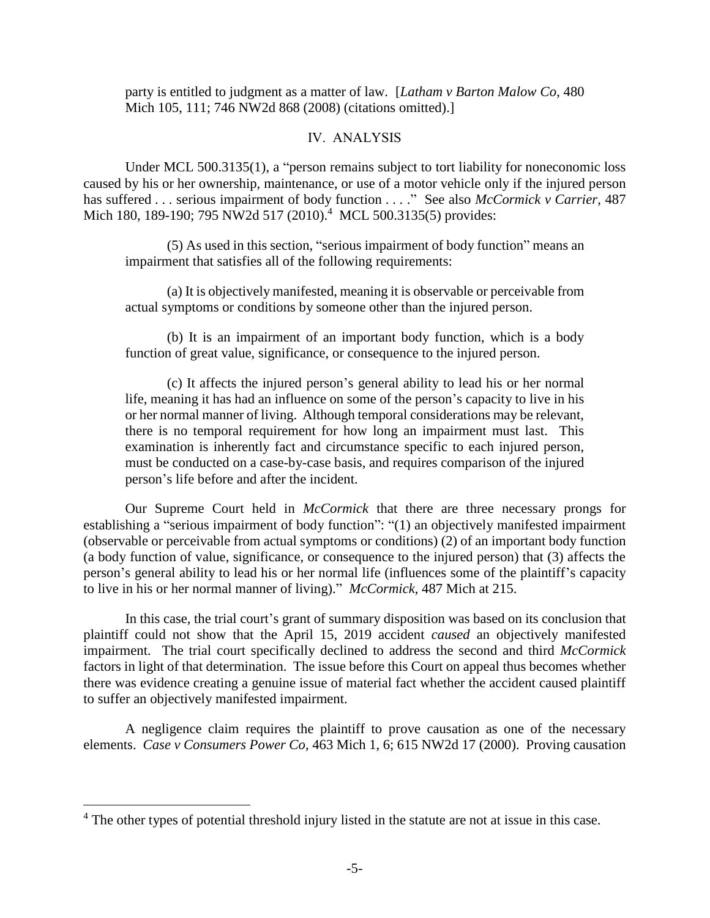party is entitled to judgment as a matter of law. [*Latham v Barton Malow Co*, 480 Mich 105, 111; 746 NW2d 868 (2008) (citations omitted).]

## IV. ANALYSIS

Under MCL 500.3135(1), a "person remains subject to tort liability for noneconomic loss caused by his or her ownership, maintenance, or use of a motor vehicle only if the injured person has suffered . . . serious impairment of body function . . . ." See also *McCormick v Carrier*, 487 Mich 180, 189-190; 795 NW2d 517 (2010).[4] MCL 500.3135(5) provides:

> (5) As used in this section, "serious impairment of body function" means an impairment that satisfies all of the following requirements:
>
> (a) It is objectively manifested, meaning it is observable or perceivable from actual symptoms or conditions by someone other than the injured person.
>
> (b) It is an impairment of an important body function, which is a body function of great value, significance, or consequence to the injured person.
>
> (c) It affects the injured person's general ability to lead his or her normal life, meaning it has had an influence on some of the person's capacity to live in his or her normal manner of living. Although temporal considerations may be relevant, there is no temporal requirement for how long an impairment must last. This examination is inherently fact and circumstance specific to each injured person, must be conducted on a case-by-case basis, and requires comparison of the injured person's life before and after the incident.

Our Supreme Court held in *McCormick* that there are three necessary prongs for establishing a "serious impairment of body function": "(1) an objectively manifested impairment (observable or perceivable from actual symptoms or conditions) (2) of an important body function (a body function of value, significance, or consequence to the injured person) that (3) affects the person's general ability to lead his or her normal life (influences some of the plaintiff's capacity to live in his or her normal manner of living)." *McCormick*, 487 Mich at 215.

In this case, the trial court's grant of summary disposition was based on its conclusion that plaintiff could not show that the April 15, 2019 accident *caused* an objectively manifested impairment. The trial court specifically declined to address the second and third *McCormick* factors in light of that determination. The issue before this Court on appeal thus becomes whether there was evidence creating a genuine issue of material fact whether the accident caused plaintiff to suffer an objectively manifested impairment.

A negligence claim requires the plaintiff to prove causation as one of the necessary elements. *Case v Consumers Power Co*, 463 Mich 1, 6; 615 NW2d 17 (2000). Proving causation

---

[4] The other types of potential threshold injury listed in the statute are not at issue in this case.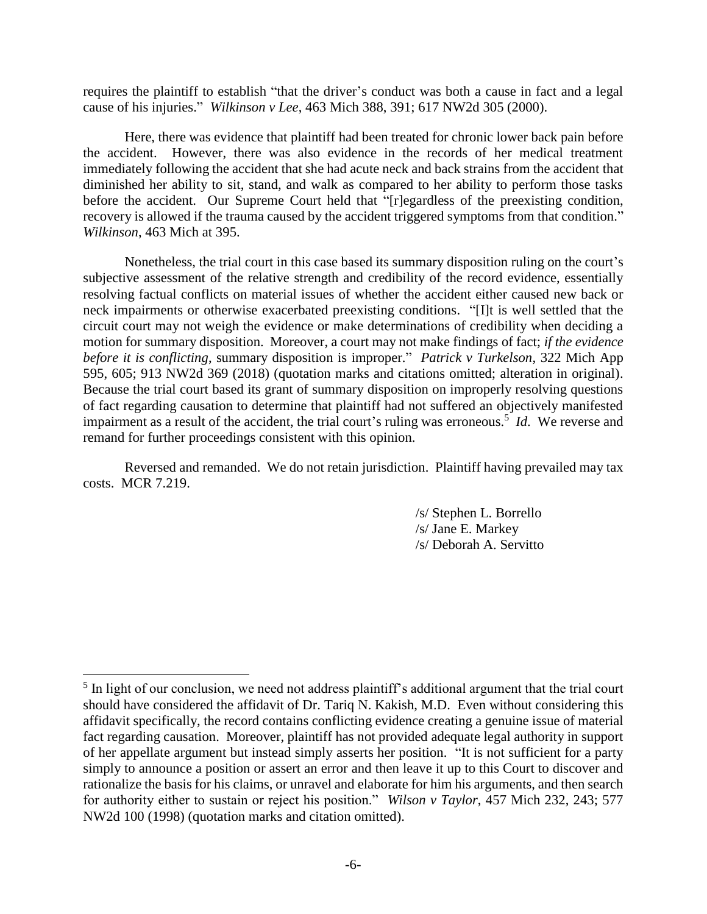requires the plaintiff to establish "that the driver's conduct was both a cause in fact and a legal cause of his injuries." *Wilkinson v Lee*, 463 Mich 388, 391; 617 NW2d 305 (2000).

Here, there was evidence that plaintiff had been treated for chronic lower back pain before the accident. However, there was also evidence in the records of her medical treatment immediately following the accident that she had acute neck and back strains from the accident that diminished her ability to sit, stand, and walk as compared to her ability to perform those tasks before the accident. Our Supreme Court held that "[r]egardless of the preexisting condition, recovery is allowed if the trauma caused by the accident triggered symptoms from that condition." *Wilkinson*, 463 Mich at 395.

Nonetheless, the trial court in this case based its summary disposition ruling on the court's subjective assessment of the relative strength and credibility of the record evidence, essentially resolving factual conflicts on material issues of whether the accident either caused new back or neck impairments or otherwise exacerbated preexisting conditions. "[I]t is well settled that the circuit court may not weigh the evidence or make determinations of credibility when deciding a motion for summary disposition. Moreover, a court may not make findings of fact; *if the evidence before it is conflicting*, summary disposition is improper." *Patrick v Turkelson*, 322 Mich App 595, 605; 913 NW2d 369 (2018) (quotation marks and citations omitted; alteration in original). Because the trial court based its grant of summary disposition on improperly resolving questions of fact regarding causation to determine that plaintiff had not suffered an objectively manifested impairment as a result of the accident, the trial court's ruling was erroneous.[5] *Id*. We reverse and remand for further proceedings consistent with this opinion.

Reversed and remanded. We do not retain jurisdiction. Plaintiff having prevailed may tax costs. MCR 7.219.

/s/ Stephen L. Borrello
/s/ Jane E. Markey
/s/ Deborah A. Servitto

[5] In light of our conclusion, we need not address plaintiff's additional argument that the trial court should have considered the affidavit of Dr. Tariq N. Kakish, M.D. Even without considering this affidavit specifically, the record contains conflicting evidence creating a genuine issue of material fact regarding causation. Moreover, plaintiff has not provided adequate legal authority in support of her appellate argument but instead simply asserts her position. "It is not sufficient for a party simply to announce a position or assert an error and then leave it up to this Court to discover and rationalize the basis for his claims, or unravel and elaborate for him his arguments, and then search for authority either to sustain or reject his position." *Wilson v Taylor*, 457 Mich 232, 243; 577 NW2d 100 (1998) (quotation marks and citation omitted).